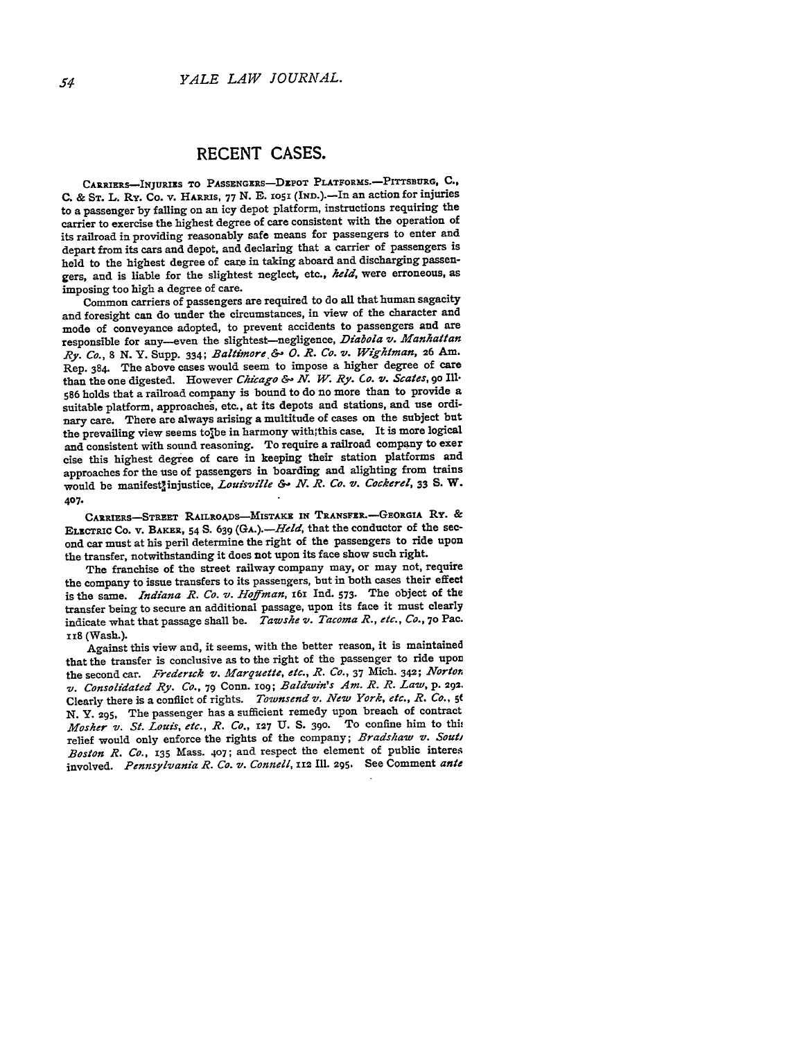# RECENT CASES.

CARRIERS—INJURIES TO PASSENGERS—DEPOT PLATFORMS.—PITTSBURG, C., C. & ST. L. RY. CO. v. HARRIS, 77 N. E. 1051 (IND.).—In an action for injuries to a passenger by falling on an icy depot platform, instructions requiring the carrier to exercise the highest degree of care consistent with the operation of its railroad in providing reasonably safe means for passengers to enter and depart from its cars and depot, and declaring that a carrier of passengers is held to the highest degree of care in taking aboard and discharging passengers, and is liable for the slightest neglect, etc., *held*, were erroneous, as imposing too high a degree of care.

Common carriers of passengers are required to do all that human sagacity and foresight can do under the circumstances, in view of the character and mode of conveyance adopted, to prevent accidents to passengers and are responsible for any—even the slightest—negligence, *Diabola v. Manhattan Ry. Co.*, 8 N. Y. Supp. 334; *Baltimore & O. R. Co. v. Wightman*, 26 Am. Rep. 384. The above cases would seem to impose a higher degree of care than the one digested. However *Chicago & N. W. Ry. Co. v. Scates*, 90 Ill. 586 holds that a railroad company is bound to do no more than to provide a suitable platform, approaches, etc., at its depots and stations, and use ordinary care. There are always arising a multitude of cases on the subject but the prevailing view seems to be in harmony with this case. It is more logical and consistent with sound reasoning. To require a railroad company to exercise this highest degree of care in keeping their station platforms and approaches for the use of passengers in boarding and alighting from trains would be manifest injustice, *Louisville & N. R. Co. v. Cockerel*, 33 S. W. 407.

CARRIERS—STREET RAILROADS—MISTAKE IN TRANSFER.—GEORGIA RY. & ELECTRIC CO. v. BAKER, 54 S. 639 (GA.).—*Held*, that the conductor of the second car must at his peril determine the right of the passengers to ride upon the transfer, notwithstanding it does not upon its face show such right.

The franchise of the street railway company may, or may not, require the company to issue transfers to its passengers, but in both cases their effect is the same. *Indiana R. Co. v. Hoffman*, 161 Ind. 573. The object of the transfer being to secure an additional passage, upon its face it must clearly indicate what that passage shall be. *Tawshe v. Tacoma R., etc., Co.*, 70 Pac. 118 (Wash.).

Against this view and, it seems, with the better reason, it is maintained that the transfer is conclusive as to the right of the passenger to ride upon the second car. *Frederick v. Marquette, etc., R. Co.*, 37 Mich. 342; *Norton v. Consolidated Ry. Co.*, 79 Conn. 109; *Baldwin's Am. R. R. Law*, p. 292. Clearly there is a conflict of rights. *Townsend v. New York, etc., R. Co.*, 56 N. Y. 295. The passenger has a sufficient remedy upon breach of contract *Mosher v. St. Louis, etc., R. Co.*, 127 U. S. 390. To confine him to this relief would only enforce the rights of the company; *Bradshaw v. South Boston R. Co.*, 135 Mass. 407; and respect the element of public interest involved. *Pennsylvania R. Co. v. Connell*, 112 Ill. 295. See Comment *ante*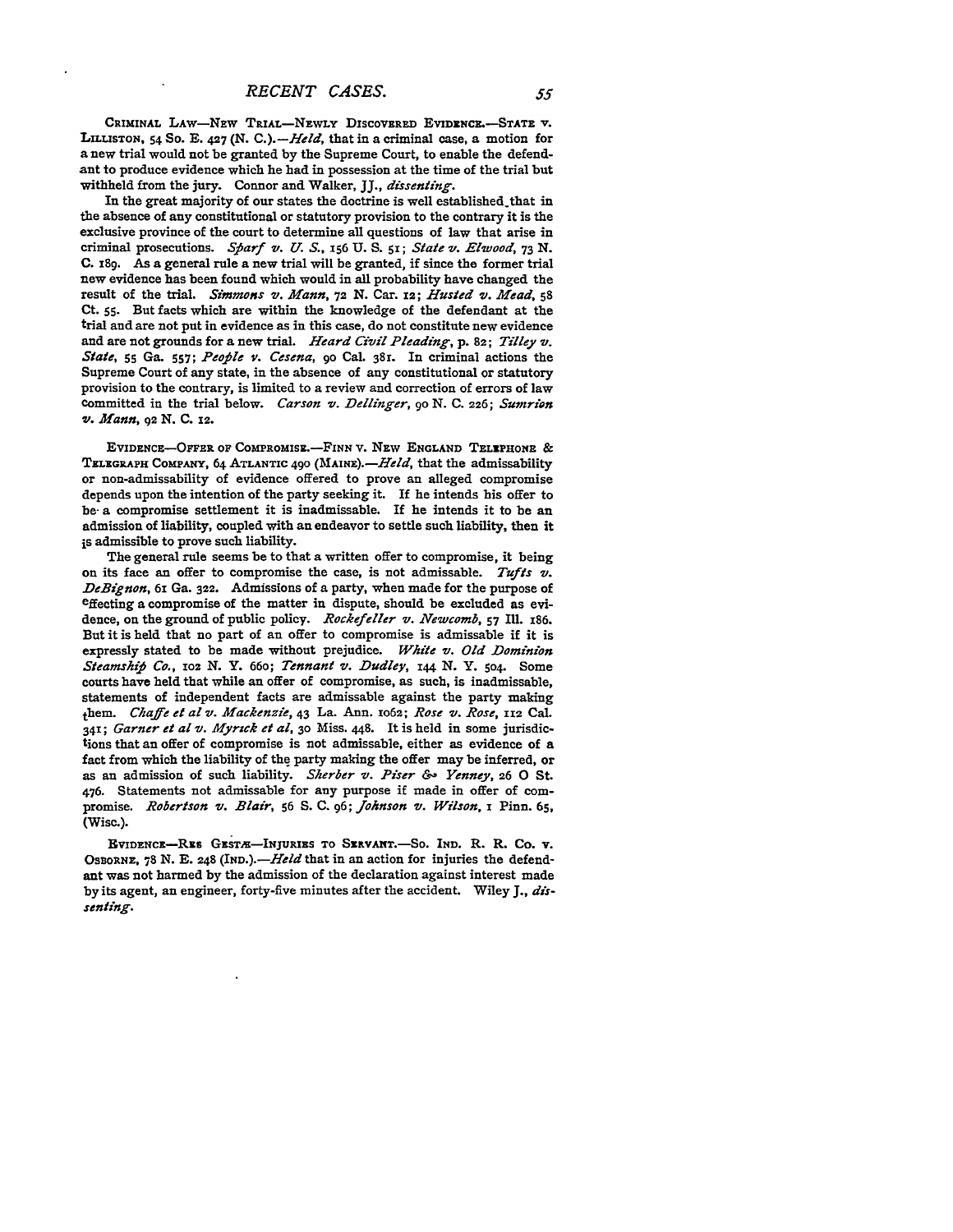CRIMINAL LAW—NEW TRIAL—NEWLY DISCOVERED EVIDENCE.—STATE v. LILLISTON, 54 So. E. 427 (N. C.).—*Held*, that in a criminal case, a motion for a new trial would not be granted by the Supreme Court, to enable the defendant to produce evidence which he had in possession at the time of the trial but withheld from the jury. Connor and Walker, JJ., *dissenting*.

In the great majority of our states the doctrine is well established that in the absence of any constitutional or statutory provision to the contrary it is the exclusive province of the court to determine all questions of law that arise in criminal prosecutions. *Sparf v. U. S.*, 156 U. S. 51; *State v. Elwood*, 73 N. C. 189. As a general rule a new trial will be granted, if since the former trial new evidence has been found which would in all probability have changed the result of the trial. *Simmons v. Mann*, 72 N. Car. 12; *Husted v. Mead*, 58 Ct. 55. But facts which are within the knowledge of the defendant at the trial and are not put in evidence as in this case, do not constitute new evidence and are not grounds for a new trial. *Heard Civil Pleading*, p. 82; *Tilley v. State*, 55 Ga. 557; *People v. Cesena*, 90 Cal. 381. In criminal actions the Supreme Court of any state, in the absence of any constitutional or statutory provision to the contrary, is limited to a review and correction of errors of law committed in the trial below. *Carson v. Dellinger*, 90 N. C. 226; *Sumrion v. Mann*, 92 N. C. 12.

EVIDENCE—OFFER OF COMPROMISE.—FINN V. NEW ENGLAND TELEPHONE & TELEGRAPH COMPANY, 64 ATLANTIC 490 (MAINE).—*Held*, that the admissability or non-admissability of evidence offered to prove an alleged compromise depends upon the intention of the party seeking it. If he intends his offer to be a compromise settlement it is inadmissable. If he intends it to be an admission of liability, coupled with an endeavor to settle such liability, then it is admissible to prove such liability.

The general rule seems be to that a written offer to compromise, it being on its face an offer to compromise the case, is not admissable. *Tufts v. DeBignon*, 61 Ga. 322. Admissions of a party, when made for the purpose of effecting a compromise of the matter in dispute, should be excluded as evidence, on the ground of public policy. *Rockefeller v. Newcomb*, 57 Ill. 186. But it is held that no part of an offer to compromise is admissable if it is expressly stated to be made without prejudice. *White v. Old Dominion Steamship Co.*, 102 N. Y. 660; *Tennant v. Dudley*, 144 N. Y. 504. Some courts have held that while an offer of compromise, as such, is inadmissable, statements of independent facts are admissable against the party making them. *Chaffe et al v. Mackenzie*, 43 La. Ann. 1062; *Rose v. Rose*, 112 Cal. 341; *Garner et al v. Myrick et al*, 30 Miss. 448. It is held in some jurisdictions that an offer of compromise is not admissable, either as evidence of a fact from which the liability of the party making the offer may be inferred, or as an admission of such liability. *Sherber v. Piser & Yenney*, 26 O St. 476. Statements not admissable for any purpose if made in offer of compromise. *Robertson v. Blair*, 56 S. C. 96; *Johnson v. Wilson*, 1 Pinn. 65, (Wisc.).

EVIDENCE—RES GESTÆ—INJURIES TO SERVANT.—SO. IND. R. R. CO. v. OSBORNE, 78 N. E. 248 (IND.).—*Held* that in an action for injuries the defendant was not harmed by the admission of the declaration against interest made by its agent, an engineer, forty-five minutes after the accident. Wiley J., *dissenting*.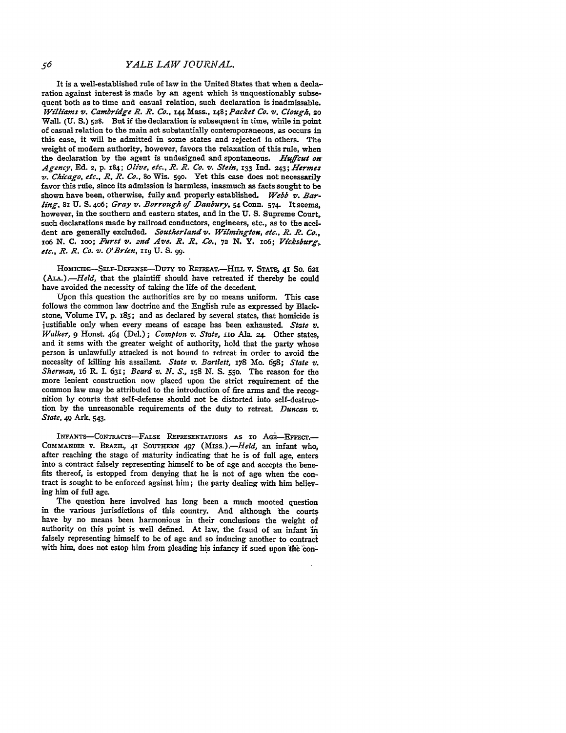It is a well-established rule of law in the United States that when a declaration against interest is made by an agent which is unquestionably subsequent both as to time and casual relation, such declaration is inadmissable. *Williams v. Cambridge R. R. Co.*, 144 Mass., 148; *Packet Co. v. Clough*, 20 Wall. (U. S.) 528. But if the declaration is subsequent in time, while in point of casual relation to the main act substantially contemporaneous, as occurs in this case, it will be admitted in some states and rejected in others. The weight of modern authority, however, favors the relaxation of this rule, when the declaration by the agent is undesigned and spontaneous. *Huffcut on Agency*, Ed. 2, p. 184; *Olive, etc., R. R. Co. v. Stein*, 133 Ind. 243; *Hermes v. Chicago, etc., R. R. Co.*, 80 Wis. 590. Yet this case does not necessarily favor this rule, since its admission is harmless, inasmuch as facts sought to be shown have been, otherwise, fully and properly established. *Webb v. Barling*, 81 U. S. 406; *Gray v. Borrough of Danbury*, 54 Conn. 574. It seems, however, in the southern and eastern states, and in the U. S. Supreme Court, such declarations made by railroad conductors, engineers, etc., as to the accident are generally excluded. *Southerland v. Wilmington, etc., R. R. Co.*, 106 N. C. 100; *Furst v. 2nd Ave. R. R. Co.*, 72 N. Y. 106; *Vicksburg, etc., R. R. Co. v. O'Brien*, 119 U. S. 99.

Homicide—Self-Defense—Duty to Retreat.—Hill v. State, 41 So. 621 (Ala.).—*Held*, that the plaintiff should have retreated if thereby he could have avoided the necessity of taking the life of the decedent.

Upon this question the authorities are by no means uniform. This case follows the common law doctrine and the English rule as expressed by Blackstone, Volume IV, p. 185; and as declared by several states, that homicide is justifiable only when every means of escape has been exhausted. *State v. Walker*, 9 Honst. 464 (Del.); *Compton v. State*, 110 Ala. 24. Other states, and it sems with the greater weight of authority, hold that the party whose person is unlawfully attacked is not bound to retreat in order to avoid the necessity of killing his assailant. *State v. Bartlett*, 178 Mo. 658; *State v. Sherman*, 16 R. I. 631; *Beard v. N. S.*, 158 N. S. 550. The reason for the more lenient construction now placed upon the strict requirement of the common law may be attributed to the introduction of fire arms and the recognition by courts that self-defense should not be distorted into self-destruction by the unreasonable requirements of the duty to retreat. *Duncan v. State*, 49 Ark. 543.

Infants—Contracts—False Representations as to Age—Effect.—Commander v. Brazil, 41 Southern 497 (Miss.).—*Held*, an infant who, after reaching the stage of maturity indicating that he is of full age, enters into a contract falsely representing himself to be of age and accepts the benefits thereof, is estopped from denying that he is not of age when the contract is sought to be enforced against him; the party dealing with him believing him of full age.

The question here involved has long been a much mooted question in the various jurisdictions of this country. And although the courts have by no means been harmonious in their conclusions the weight of authority on this point is well defined. At law, the fraud of an infant in falsely representing himself to be of age and so inducing another to contract with him, does not estop him from pleading his infancy if sued upon the con-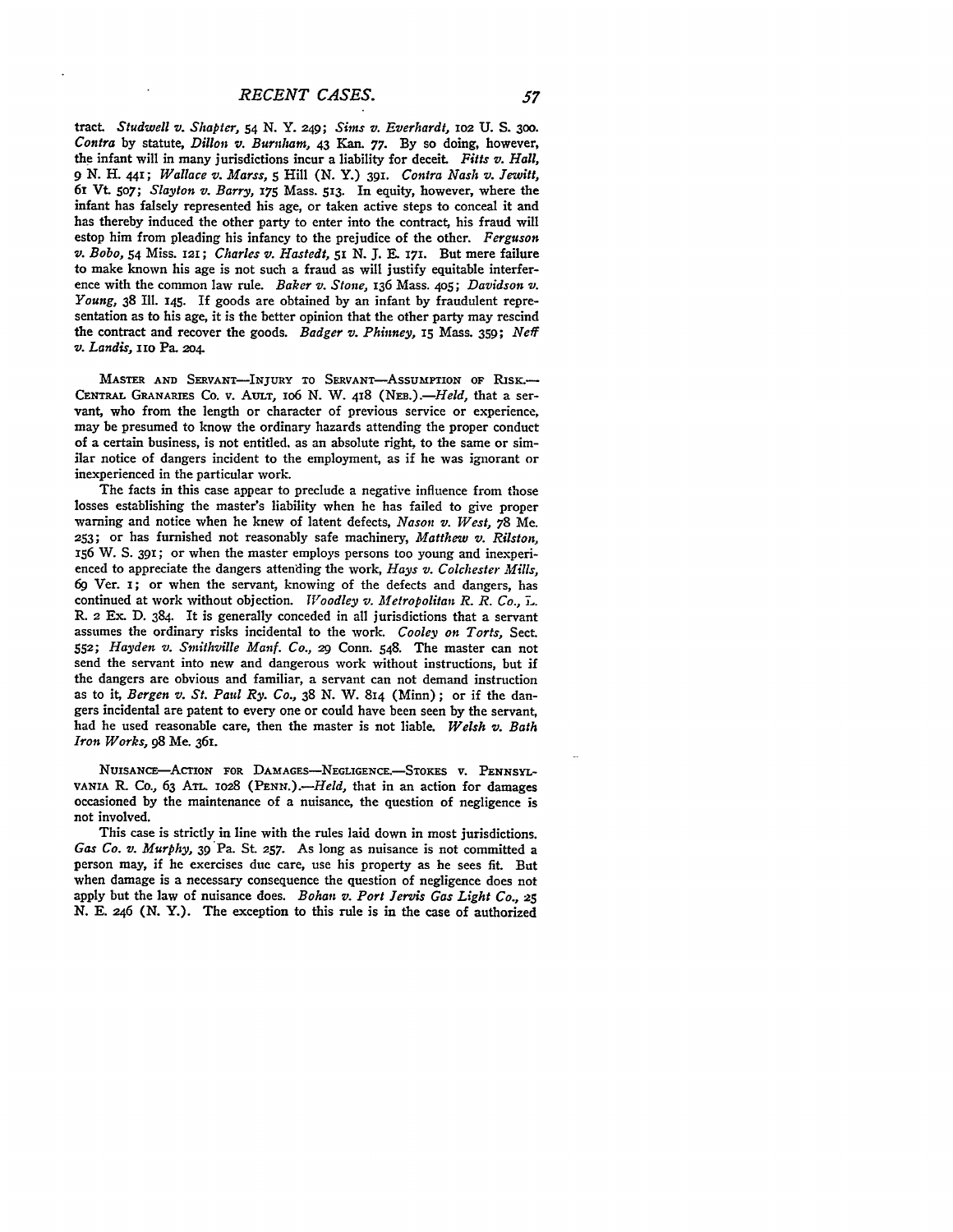tract. *Studwell v. Shapter*, 54 N. Y. 249; *Sims v. Everhardt*, 102 U. S. 300. *Contra* by statute, *Dillon v. Burnham*, 43 Kan. 77. By so doing, however, the infant will in many jurisdictions incur a liability for deceit. *Fitts v. Hall*, 9 N. H. 441; *Wallace v. Marss*, 5 Hill (N. Y.) 391. *Contra Nash v. Jewitt*, 61 Vt. 507; *Slayton v. Barry*, 175 Mass. 513. In equity, however, where the infant has falsely represented his age, or taken active steps to conceal it and has thereby induced the other party to enter into the contract, his fraud will estop him from pleading his infancy to the prejudice of the other. *Ferguson v. Bobo*, 54 Miss. 121; *Charles v. Hastedt*, 51 N. J. E. 171. But mere failure to make known his age is not such a fraud as will justify equitable interference with the common law rule. *Baker v. Stone*, 136 Mass. 405; *Davidson v. Young*, 38 Ill. 145. If goods are obtained by an infant by fraudulent representation as to his age, it is the better opinion that the other party may rescind the contract and recover the goods. *Badger v. Phinney*, 15 Mass. 359; *Neff v. Landis*, 110 Pa. 204.

MASTER AND SERVANT—INJURY TO SERVANT—ASSUMPTION OF RISK.—CENTRAL GRANARIES CO. v. AULT, 106 N. W. 418 (NEB.).—*Held*, that a servant, who from the length or character of previous service or experience, may be presumed to know the ordinary hazards attending the proper conduct of a certain business, is not entitled, as an absolute right, to the same or similar notice of dangers incident to the employment, as if he was ignorant or inexperienced in the particular work.

The facts in this case appear to preclude a negative influence from those losses establishing the master's liability when he has failed to give proper warning and notice when he knew of latent defects, *Nason v. West*, 78 Me. 253; or has furnished not reasonably safe machinery, *Matthew v. Rilston*, 156 W. S. 391; or when the master employs persons too young and inexperienced to appreciate the dangers attending the work, *Hays v. Colchester Mills*, 69 Ver. 1; or when the servant, knowing of the defects and dangers, has continued at work without objection. *Woodley v. Metropolitan R. R. Co.*, L. R. 2 Ex. D. 384. It is generally conceded in all jurisdictions that a servant assumes the ordinary risks incidental to the work. *Cooley on Torts*, Sect. 552; *Hayden v. Smithville Manf. Co.*, 29 Conn. 548. The master can not send the servant into new and dangerous work without instructions, but if the dangers are obvious and familiar, a servant can not demand instruction as to it, *Bergen v. St. Paul Ry. Co.*, 38 N. W. 814 (Minn); or if the dangers incidental are patent to every one or could have been seen by the servant, had he used reasonable care, then the master is not liable. *Welsh v. Bath Iron Works*, 98 Me. 361.

NUISANCE—ACTION FOR DAMAGES—NEGLIGENCE.—STOKES v. PENNSYLVANIA R. CO., 63 ATL. 1028 (PENN.).—*Held*, that in an action for damages occasioned by the maintenance of a nuisance, the question of negligence is not involved.

This case is strictly in line with the rules laid down in most jurisdictions. *Gas Co. v. Murphy*, 39 Pa. St. 257. As long as nuisance is not committed a person may, if he exercises due care, use his property as he sees fit. But when damage is a necessary consequence the question of negligence does not apply but the law of nuisance does. *Bohan v. Port Jervis Gas Light Co.*, 25 N. E. 246 (N. Y.). The exception to this rule is in the case of authorized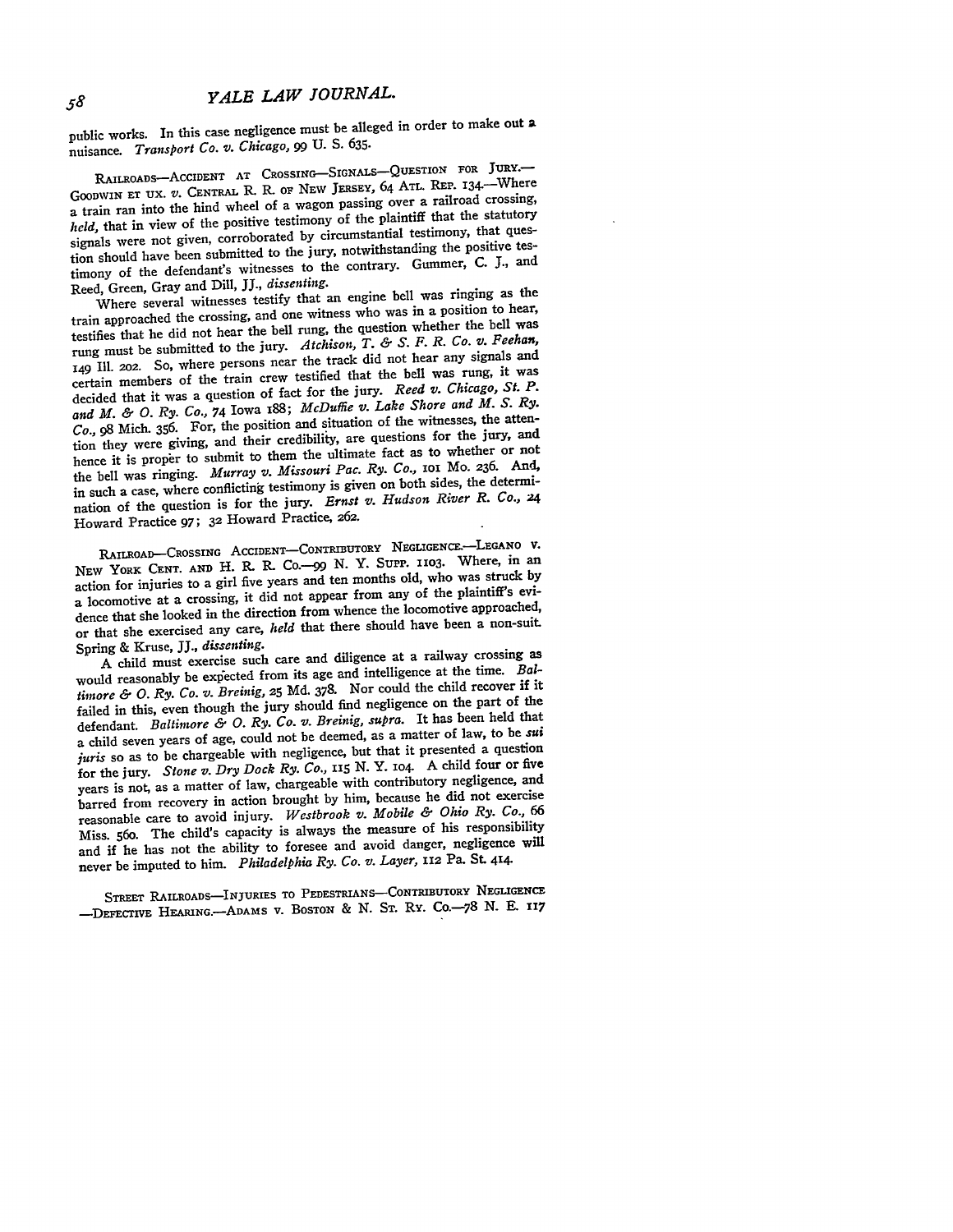public works. In this case negligence must be alleged in order to make out a nuisance. *Transport Co. v. Chicago*, 99 U. S. 635.

RAILROADS—ACCIDENT AT CROSSING—SIGNALS—QUESTION FOR JURY.—GOODWIN ET UX. *v.* CENTRAL R. R. OF NEW JERSEY, 64 ATL. REP. 134.—Where a train ran into the hind wheel of a wagon passing over a railroad crossing, *held*, that in view of the positive testimony of the plaintiff that the statutory signals were not given, corroborated by circumstantial testimony, that question should have been submitted to the jury, notwithstanding the positive testimony of the defendant's witnesses to the contrary. Gummer, C. J., and Reed, Green, Gray and Dill, JJ., *dissenting*.

Where several witnesses testify that an engine bell was ringing as the train approached the crossing, and one witness who was in a position to hear, testifies that he did not hear the bell rung, the question whether the bell was rung must be submitted to the jury. *Atchison, T. & S. F. R. Co. v. Feehan*, 149 Ill. 202. So, where persons near the track did not hear any signals and certain members of the train crew testified that the bell was rung, it was decided that it was a question of fact for the jury. *Reed v. Chicago, St. P. and M. & O. Ry. Co.*, 74 Iowa 188; *McDuffie v. Lake Shore and M. S. Ry. Co.*, 98 Mich. 356. For, the position and situation of the witnesses, the attention they were giving, and their credibility, are questions for the jury, and hence it is proper to submit to them the ultimate fact as to whether or not the bell was ringing. *Murray v. Missouri Pac. Ry. Co.*, 101 Mo. 236. And, in such a case, where conflicting testimony is given on both sides, the determination of the question is for the jury. *Ernst v. Hudson River R. Co.*, 24 Howard Practice 97; 32 Howard Practice, 262.

RAILROAD—CROSSING ACCIDENT—CONTRIBUTORY NEGLIGENCE.—LEGANO v. NEW YORK CENT. AND H. R. R. CO.—99 N. Y. SUPP. 1103. Where, in an action for injuries to a girl five years and ten months old, who was struck by a locomotive at a crossing, it did not appear from any of the plaintiff's evidence that she looked in the direction from whence the locomotive approached, or that she exercised any care, *held* that there should have been a non-suit. Spring & Kruse, JJ., *dissenting*.

A child must exercise such care and diligence at a railway crossing as would reasonably be expected from its age and intelligence at the time. *Baltimore & O. Ry. Co. v. Breinig*, 25 Md. 378. Nor could the child recover if it failed in this, even though the jury should find negligence on the part of the defendant. *Baltimore & O. Ry. Co. v. Breinig, supra*. It has been held that a child seven years of age, could not be deemed, as a matter of law, to be *sui juris* so as to be chargeable with negligence, but that it presented a question for the jury. *Stone v. Dry Dock Ry. Co.*, 115 N. Y. 104. A child four or five years is not, as a matter of law, chargeable with contributory negligence, and barred from recovery in action brought by him, because he did not exercise reasonable care to avoid injury. *Westbrook v. Mobile & Ohio Ry. Co.*, 66 Miss. 560. The child's capacity is always the measure of his responsibility and if he has not the ability to foresee and avoid danger, negligence will never be imputed to him. *Philadelphia Ry. Co. v. Layer*, 112 Pa. St. 414.

STREET RAILROADS—INJURIES TO PEDESTRIANS—CONTRIBUTORY NEGLIGENCE—DEFECTIVE HEARING.—ADAMS v. BOSTON & N. ST. RY. CO.—78 N. E. 117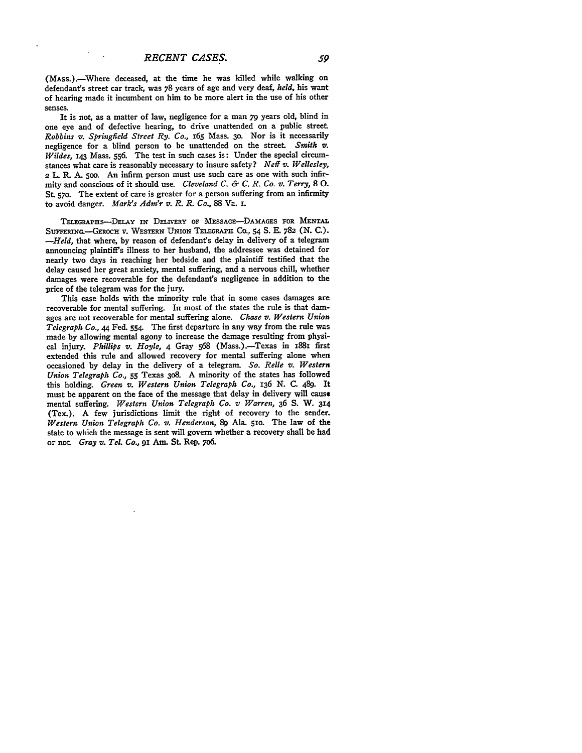(MASS.).—Where deceased, at the time he was killed while walking on defendant's street car track, was 78 years of age and very deaf, *held*, his want of hearing made it incumbent on him to be more alert in the use of his other senses.

It is not, as a matter of law, negligence for a man 79 years old, blind in one eye and of defective hearing, to drive unattended on a public street. *Robbins v. Springfield Street Ry. Co.*, 165 Mass. 30. Nor is it necessarily negligence for a blind person to be unattended on the street. *Smith v. Wildes*, 143 Mass. 556. The test in such cases is: Under the special circumstances what care is reasonably necessary to insure safety? *Neff v. Wellesley*, 2 L. R. A. 500. An infirm person must use such care as one with such infirmity and conscious of it should use. *Cleveland C. & C. R. Co. v. Terry*, 8 O. St. 570. The extent of care is greater for a person suffering from an infirmity to avoid danger. *Mark's Adm'r v. R. R. Co.*, 88 Va. 1.

TELEGRAPHS—DELAY IN DELIVERY OF MESSAGE—DAMAGES FOR MENTAL SUFFERING.—GEROCH v. WESTERN UNION TELEGRAPH CO., 54 S. E. 782 (N. C.). —*Held*, that where, by reason of defendant's delay in delivery of a telegram announcing plaintiff's illness to her husband, the addressee was detained for nearly two days in reaching her bedside and the plaintiff testified that the delay caused her great anxiety, mental suffering, and a nervous chill, whether damages were recoverable for the defendant's negligence in addition to the price of the telegram was for the jury.

This case holds with the minority rule that in some cases damages are recoverable for mental suffering. In most of the states the rule is that damages are not recoverable for mental suffering alone. *Chase v. Western Union Telegraph Co.*, 44 Fed. 554. The first departure in any way from the rule was made by allowing mental agony to increase the damage resulting from physical injury. *Phillips v. Hoyle*, 4 Gray 568 (Mass.).—Texas in 1881 first extended this rule and allowed recovery for mental suffering alone when occasioned by delay in the delivery of a telegram. *So. Relle v. Western Union Telegraph Co.*, 55 Texas 308. A minority of the states has followed this holding. *Green v. Western Union Telegraph Co.*, 136 N. C. 489. It must be apparent on the face of the message that delay in delivery will cause mental suffering. *Western Union Telegraph Co. v Warren*, 36 S. W. 314 (Tex.). A few jurisdictions limit the right of recovery to the sender. *Western Union Telegraph Co. v. Henderson*, 89 Ala. 510. The law of the state to which the message is sent will govern whether a recovery shall be had or not. *Gray v. Tel. Co.*, 91 Am. St. Rep. 706.